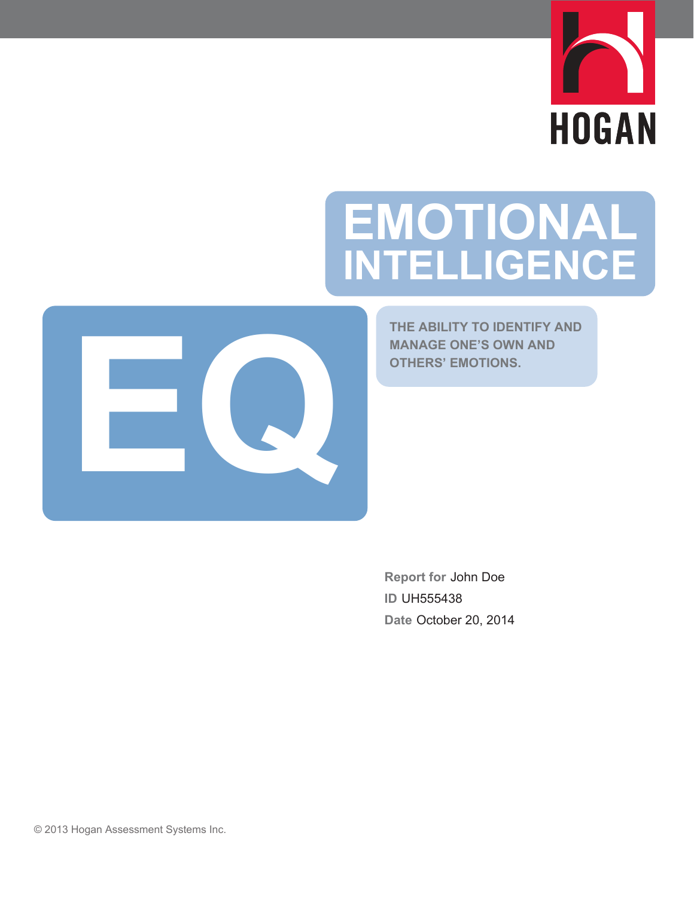HOGAN

# EMOTIONAL INTELLIGENCE

# EQ

**THE ABILITY TO IDENTIFY AND MANAGE ONE'S OWN AND OTHERS' EMOTIONS.**

**Report for** John Doe
**ID** UH555438
**Date** October 20, 2014

© 2013 Hogan Assessment Systems Inc.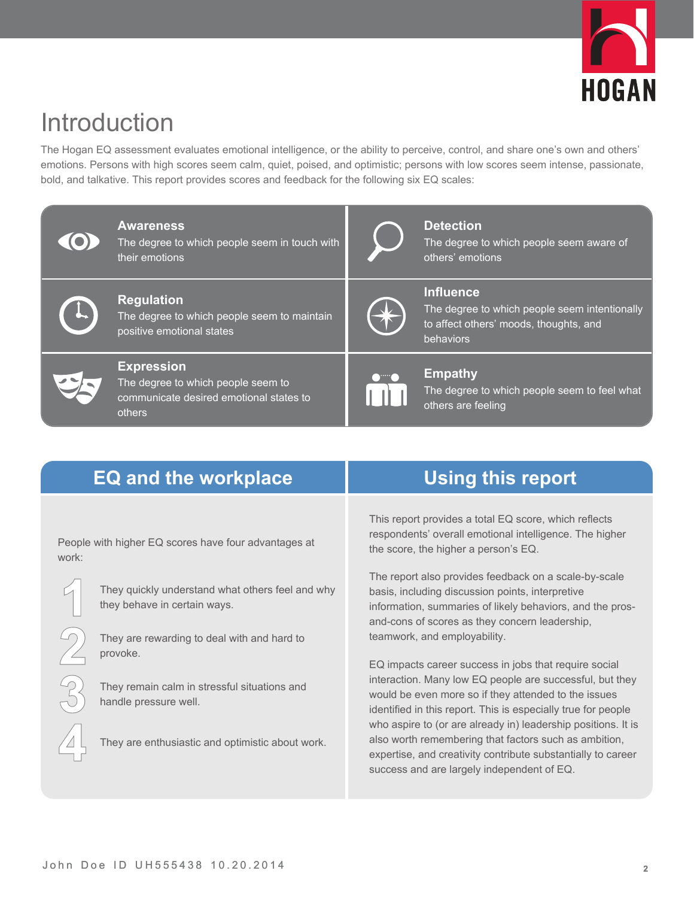# Introduction

The Hogan EQ assessment evaluates emotional intelligence, or the ability to perceive, control, and share one's own and others' emotions. Persons with high scores seem calm, quiet, poised, and optimistic; persons with low scores seem intense, passionate, bold, and talkative. This report provides scores and feedback for the following six EQ scales:

**Awareness**
The degree to which people seem in touch with their emotions

**Detection**
The degree to which people seem aware of others' emotions

**Regulation**
The degree to which people seem to maintain positive emotional states

**Influence**
The degree to which people seem intentionally to affect others' moods, thoughts, and behaviors

**Expression**
The degree to which people seem to communicate desired emotional states to others

**Empathy**
The degree to which people seem to feel what others are feeling

## EQ and the workplace

People with higher EQ scores have four advantages at work:

1. They quickly understand what others feel and why they behave in certain ways.
2. They are rewarding to deal with and hard to provoke.
3. They remain calm in stressful situations and handle pressure well.
4. They are enthusiastic and optimistic about work.

## Using this report

This report provides a total EQ score, which reflects respondents' overall emotional intelligence. The higher the score, the higher a person's EQ.

The report also provides feedback on a scale-by-scale basis, including discussion points, interpretive information, summaries of likely behaviors, and the pros-and-cons of scores as they concern leadership, teamwork, and employability.

EQ impacts career success in jobs that require social interaction. Many low EQ people are successful, but they would be even more so if they attended to the issues identified in this report. This is especially true for people who aspire to (or are already in) leadership positions. It is also worth remembering that factors such as ambition, expertise, and creativity contribute substantially to career success and are largely independent of EQ.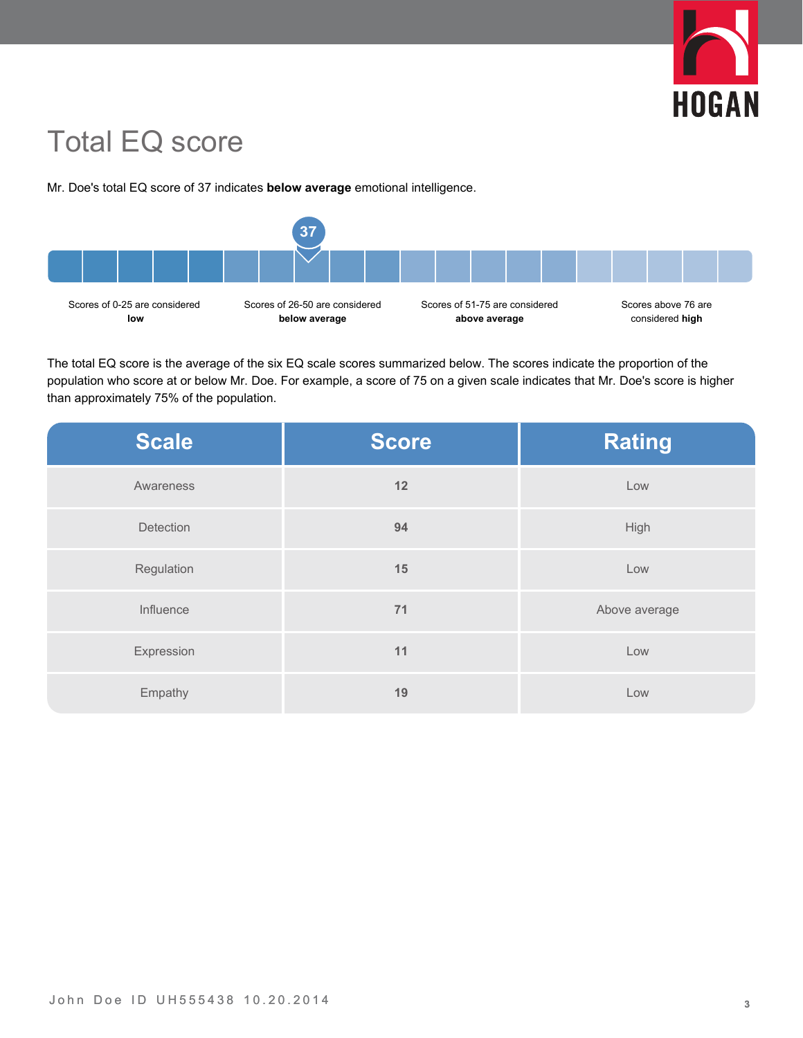# Total EQ score

Mr. Doe's total EQ score of 37 indicates **below average** emotional intelligence.

37

Scores of 0-25 are considered **low**

Scores of 26-50 are considered **below average**

Scores of 51-75 are considered **above average**

Scores above 76 are considered **high**

The total EQ score is the average of the six EQ scale scores summarized below. The scores indicate the proportion of the population who score at or below Mr. Doe. For example, a score of 75 on a given scale indicates that Mr. Doe's score is higher than approximately 75% of the population.

| Scale | Score | Rating |
|---|---|---|
| Awareness | 12 | Low |
| Detection | 94 | High |
| Regulation | 15 | Low |
| Influence | 71 | Above average |
| Expression | 11 | Low |
| Empathy | 19 | Low |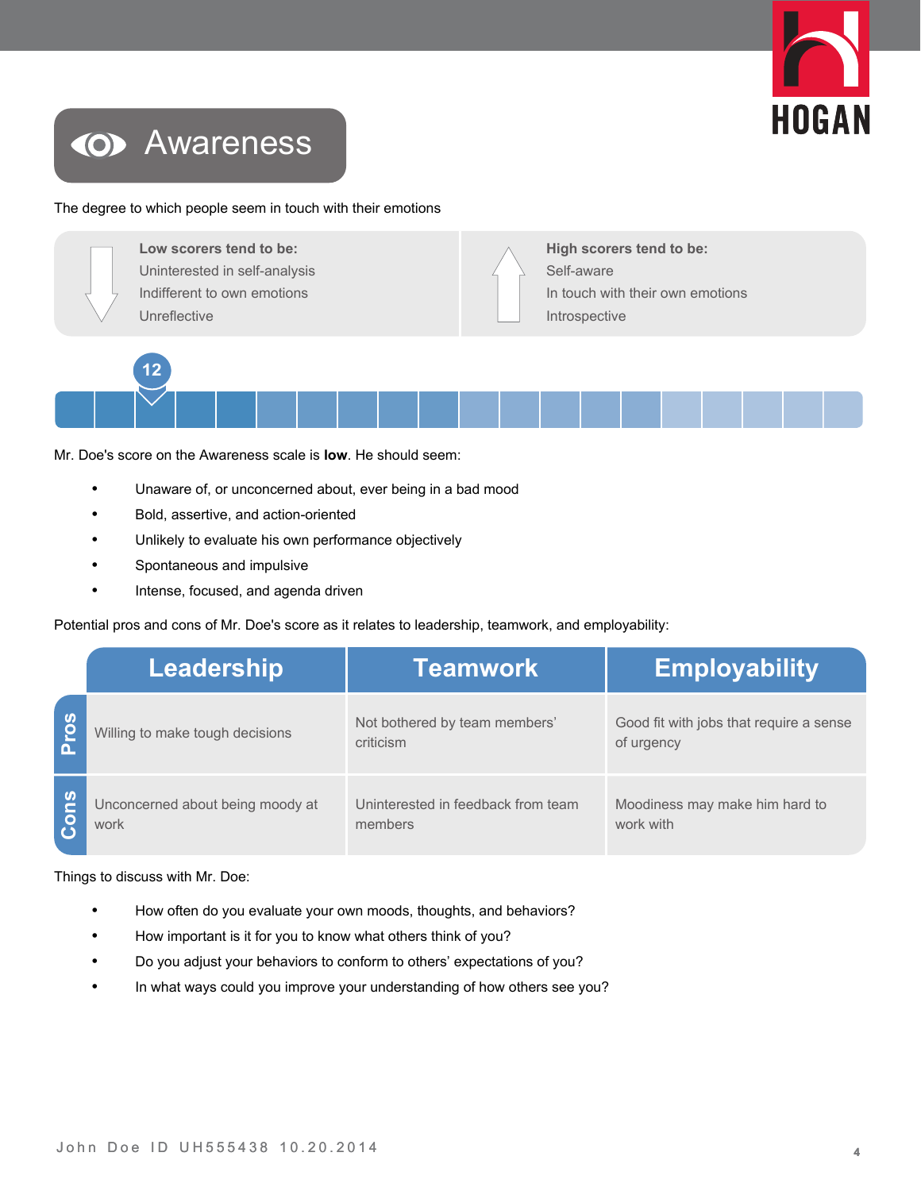# Awareness

The degree to which people seem in touch with their emotions

| Low scorers tend to be: | High scorers tend to be: |
|---|---|
| Uninterested in self-analysis | Self-aware |
| Indifferent to own emotions | In touch with their own emotions |
| Unreflective | Introspective |

12

Mr. Doe's score on the Awareness scale is **low**. He should seem:

- Unaware of, or unconcerned about, ever being in a bad mood
- Bold, assertive, and action-oriented
- Unlikely to evaluate his own performance objectively
- Spontaneous and impulsive
- Intense, focused, and agenda driven

Potential pros and cons of Mr. Doe's score as it relates to leadership, teamwork, and employability:

| | Leadership | Teamwork | Employability |
|---|---|---|---|
| Pros | Willing to make tough decisions | Not bothered by team members' criticism | Good fit with jobs that require a sense of urgency |
| Cons | Unconcerned about being moody at work | Uninterested in feedback from team members | Moodiness may make him hard to work with |

Things to discuss with Mr. Doe:

- How often do you evaluate your own moods, thoughts, and behaviors?
- How important is it for you to know what others think of you?
- Do you adjust your behaviors to conform to others' expectations of you?
- In what ways could you improve your understanding of how others see you?

John Doe ID UH555438 10.20.2014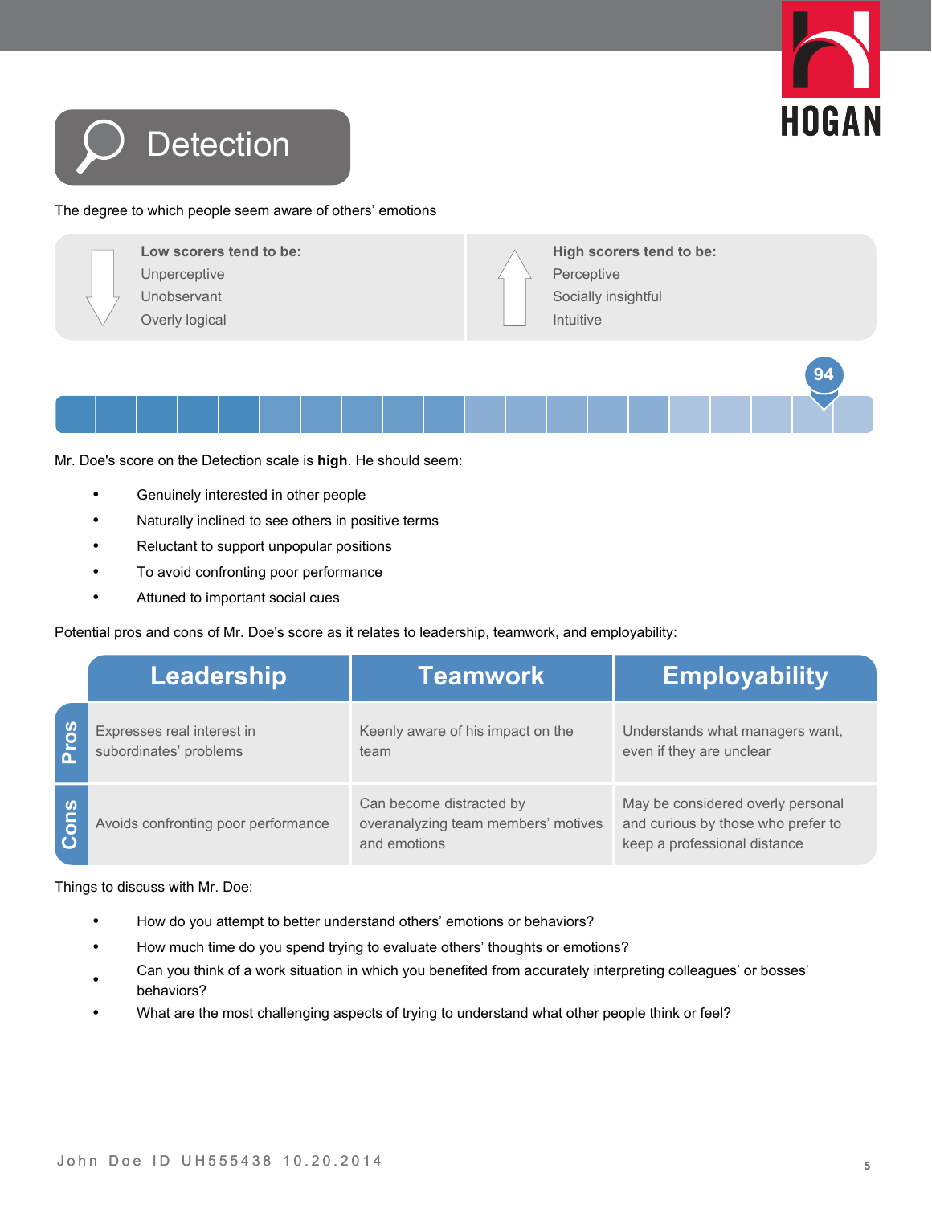# Detection

The degree to which people seem aware of others' emotions

**Low scorers tend to be:**
Unperceptive
Unobservant
Overly logical

**High scorers tend to be:**
Perceptive
Socially insightful
Intuitive

94

Mr. Doe's score on the Detection scale is **high**. He should seem:

- Genuinely interested in other people
- Naturally inclined to see others in positive terms
- Reluctant to support unpopular positions
- To avoid confronting poor performance
- Attuned to important social cues

Potential pros and cons of Mr. Doe's score as it relates to leadership, teamwork, and employability:

| | Leadership | Teamwork | Employability |
|---|---|---|---|
| Pros | Expresses real interest in subordinates' problems | Keenly aware of his impact on the team | Understands what managers want, even if they are unclear |
| Cons | Avoids confronting poor performance | Can become distracted by overanalyzing team members' motives and emotions | May be considered overly personal and curious by those who prefer to keep a professional distance |

Things to discuss with Mr. Doe:

- How do you attempt to better understand others' emotions or behaviors?
- How much time do you spend trying to evaluate others' thoughts or emotions?
- Can you think of a work situation in which you benefited from accurately interpreting colleagues' or bosses' behaviors?
- What are the most challenging aspects of trying to understand what other people think or feel?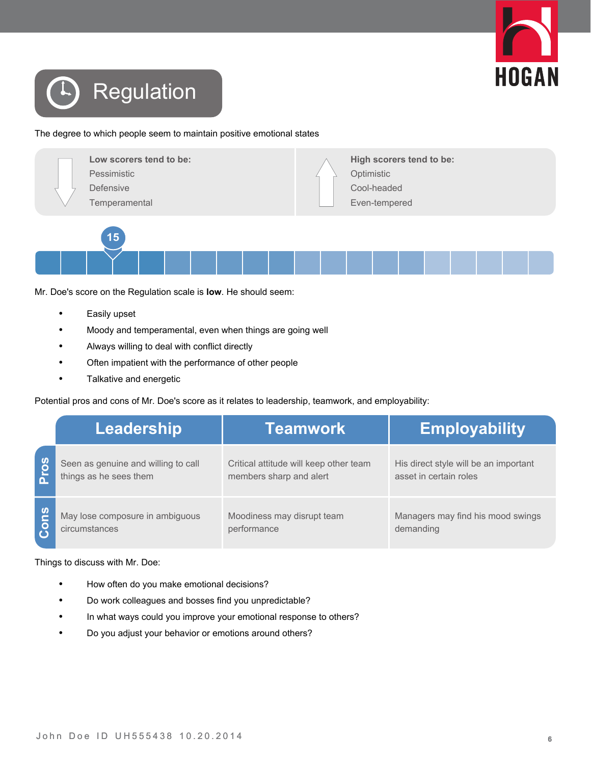# Regulation

The degree to which people seem to maintain positive emotional states

| Low scorers tend to be: | High scorers tend to be: |
|---|---|
| Pessimistic | Optimistic |
| Defensive | Cool-headed |
| Temperamental | Even-tempered |

15

Mr. Doe's score on the Regulation scale is **low**. He should seem:

- Easily upset
- Moody and temperamental, even when things are going well
- Always willing to deal with conflict directly
- Often impatient with the performance of other people
- Talkative and energetic

Potential pros and cons of Mr. Doe's score as it relates to leadership, teamwork, and employability:

| | Leadership | Teamwork | Employability |
|---|---|---|---|
| Pros | Seen as genuine and willing to call things as he sees them | Critical attitude will keep other team members sharp and alert | His direct style will be an important asset in certain roles |
| Cons | May lose composure in ambiguous circumstances | Moodiness may disrupt team performance | Managers may find his mood swings demanding |

Things to discuss with Mr. Doe:

- How often do you make emotional decisions?
- Do work colleagues and bosses find you unpredictable?
- In what ways could you improve your emotional response to others?
- Do you adjust your behavior or emotions around others?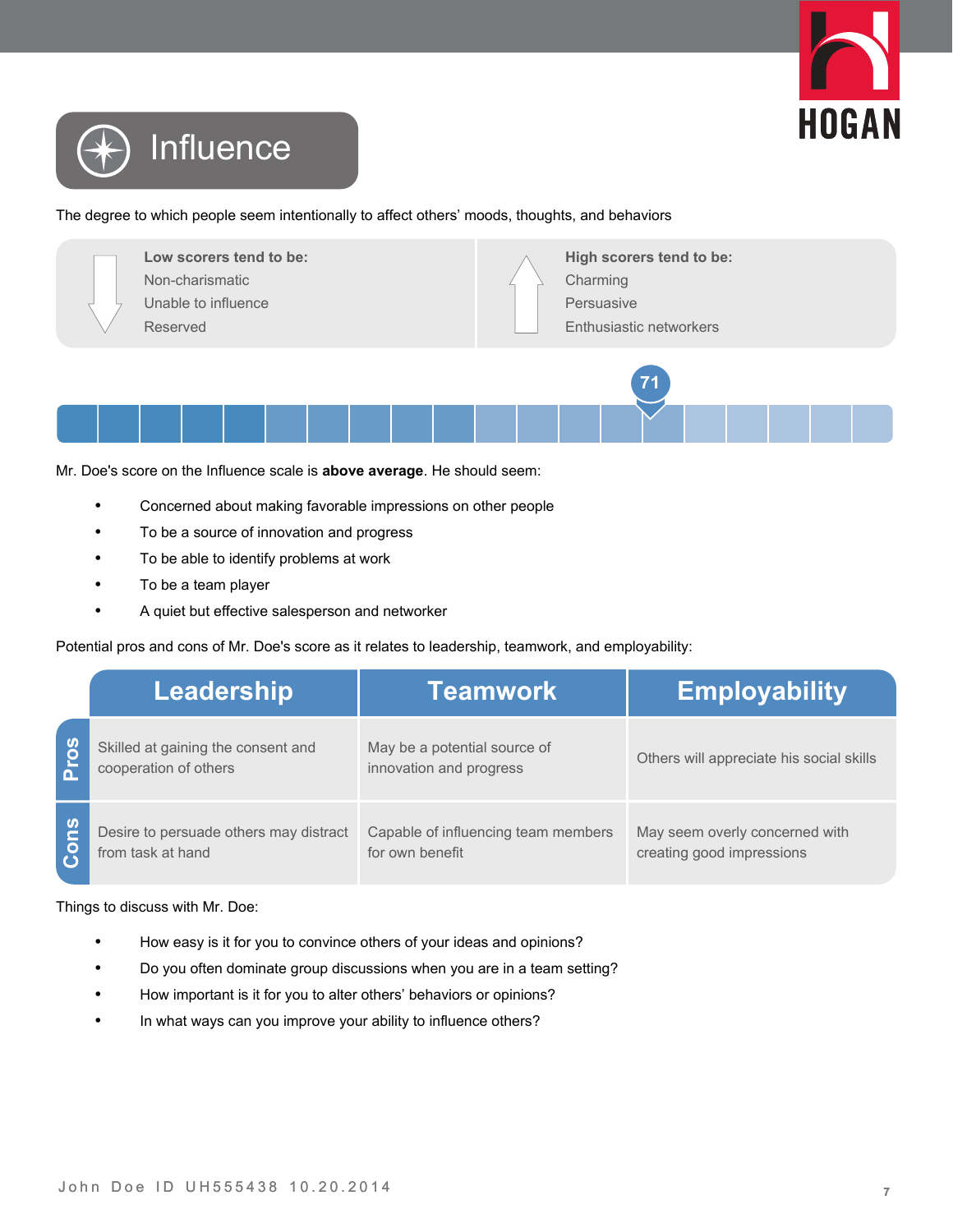# Influence

The degree to which people seem intentionally to affect others' moods, thoughts, and behaviors

**Low scorers tend to be:**
Non-charismatic
Unable to influence
Reserved

**High scorers tend to be:**
Charming
Persuasive
Enthusiastic networkers

71

Mr. Doe's score on the Influence scale is **above average**. He should seem:

- Concerned about making favorable impressions on other people
- To be a source of innovation and progress
- To be able to identify problems at work
- To be a team player
- A quiet but effective salesperson and networker

Potential pros and cons of Mr. Doe's score as it relates to leadership, teamwork, and employability:

| | Leadership | Teamwork | Employability |
|---|---|---|---|
| Pros | Skilled at gaining the consent and cooperation of others | May be a potential source of innovation and progress | Others will appreciate his social skills |
| Cons | Desire to persuade others may distract from task at hand | Capable of influencing team members for own benefit | May seem overly concerned with creating good impressions |

Things to discuss with Mr. Doe:

- How easy is it for you to convince others of your ideas and opinions?
- Do you often dominate group discussions when you are in a team setting?
- How important is it for you to alter others' behaviors or opinions?
- In what ways can you improve your ability to influence others?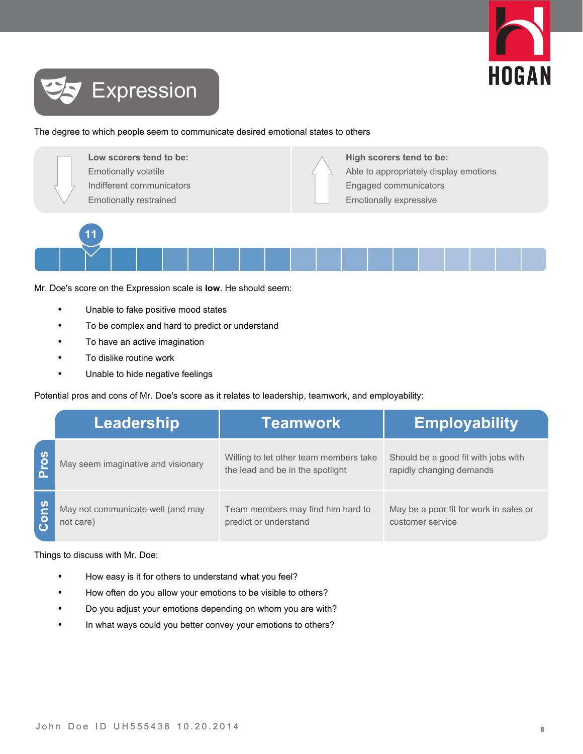# Expression

The degree to which people seem to communicate desired emotional states to others

**Low scorers tend to be:**
Emotionally volatile
Indifferent communicators
Emotionally restrained

**High scorers tend to be:**
Able to appropriately display emotions
Engaged communicators
Emotionally expressive

11

Mr. Doe's score on the Expression scale is **low**. He should seem:

- Unable to fake positive mood states
- To be complex and hard to predict or understand
- To have an active imagination
- To dislike routine work
- Unable to hide negative feelings

Potential pros and cons of Mr. Doe's score as it relates to leadership, teamwork, and employability:

| | Leadership | Teamwork | Employability |
|---|---|---|---|
| **Pros** | May seem imaginative and visionary | Willing to let other team members take the lead and be in the spotlight | Should be a good fit with jobs with rapidly changing demands |
| **Cons** | May not communicate well (and may not care) | Team members may find him hard to predict or understand | May be a poor fit for work in sales or customer service |

Things to discuss with Mr. Doe:

- How easy is it for others to understand what you feel?
- How often do you allow your emotions to be visible to others?
- Do you adjust your emotions depending on whom you are with?
- In what ways could you better convey your emotions to others?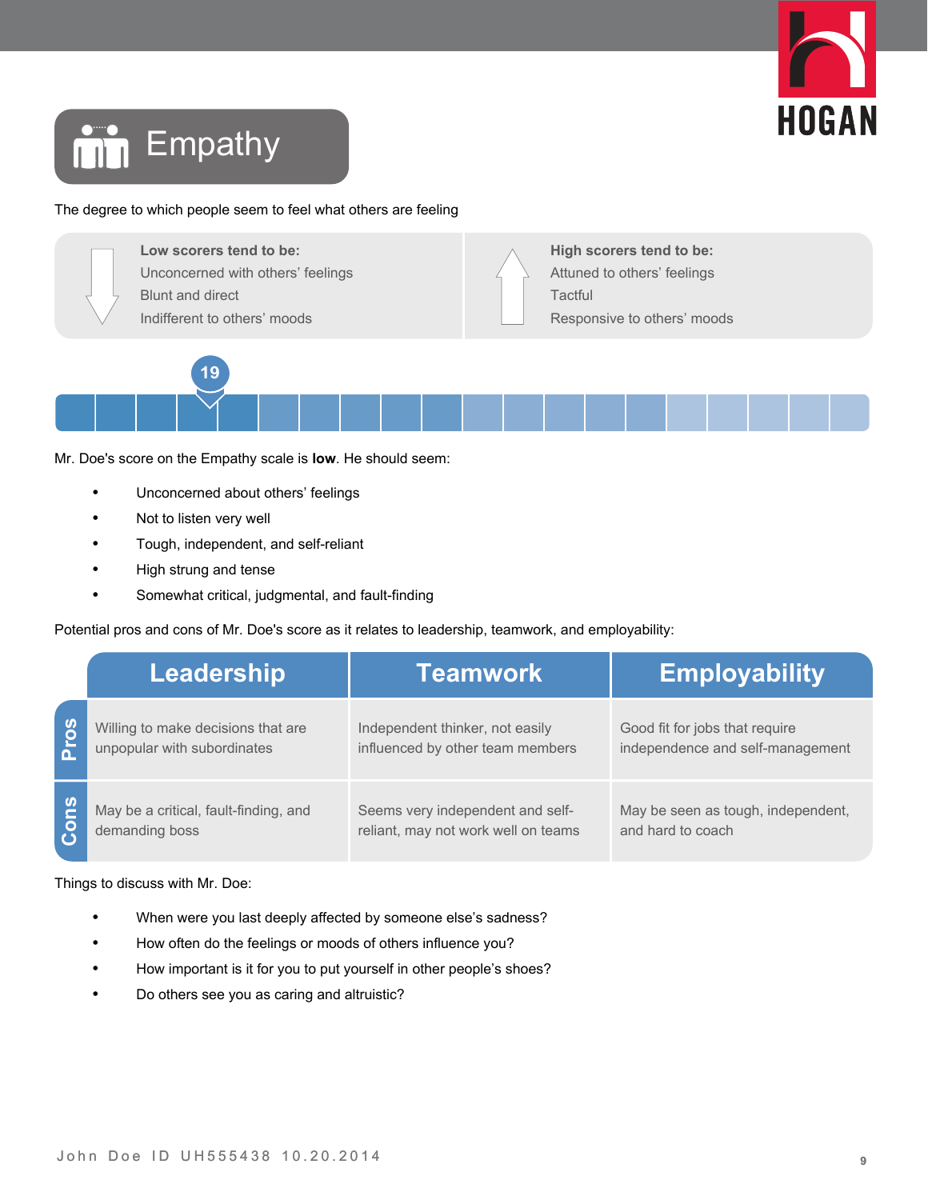# Empathy

The degree to which people seem to feel what others are feeling

| | |
|---|---|
| **Low scorers tend to be:**<br>Unconcerned with others' feelings<br>Blunt and direct<br>Indifferent to others' moods | **High scorers tend to be:**<br>Attuned to others' feelings<br>Tactful<br>Responsive to others' moods |

19

Mr. Doe's score on the Empathy scale is **low**. He should seem:

- Unconcerned about others' feelings
- Not to listen very well
- Tough, independent, and self-reliant
- High strung and tense
- Somewhat critical, judgmental, and fault-finding

Potential pros and cons of Mr. Doe's score as it relates to leadership, teamwork, and employability:

| | Leadership | Teamwork | Employability |
|---|---|---|---|
| **Pros** | Willing to make decisions that are unpopular with subordinates | Independent thinker, not easily influenced by other team members | Good fit for jobs that require independence and self-management |
| **Cons** | May be a critical, fault-finding, and demanding boss | Seems very independent and self-reliant, may not work well on teams | May be seen as tough, independent, and hard to coach |

Things to discuss with Mr. Doe:

- When were you last deeply affected by someone else's sadness?
- How often do the feelings or moods of others influence you?
- How important is it for you to put yourself in other people's shoes?
- Do others see you as caring and altruistic?